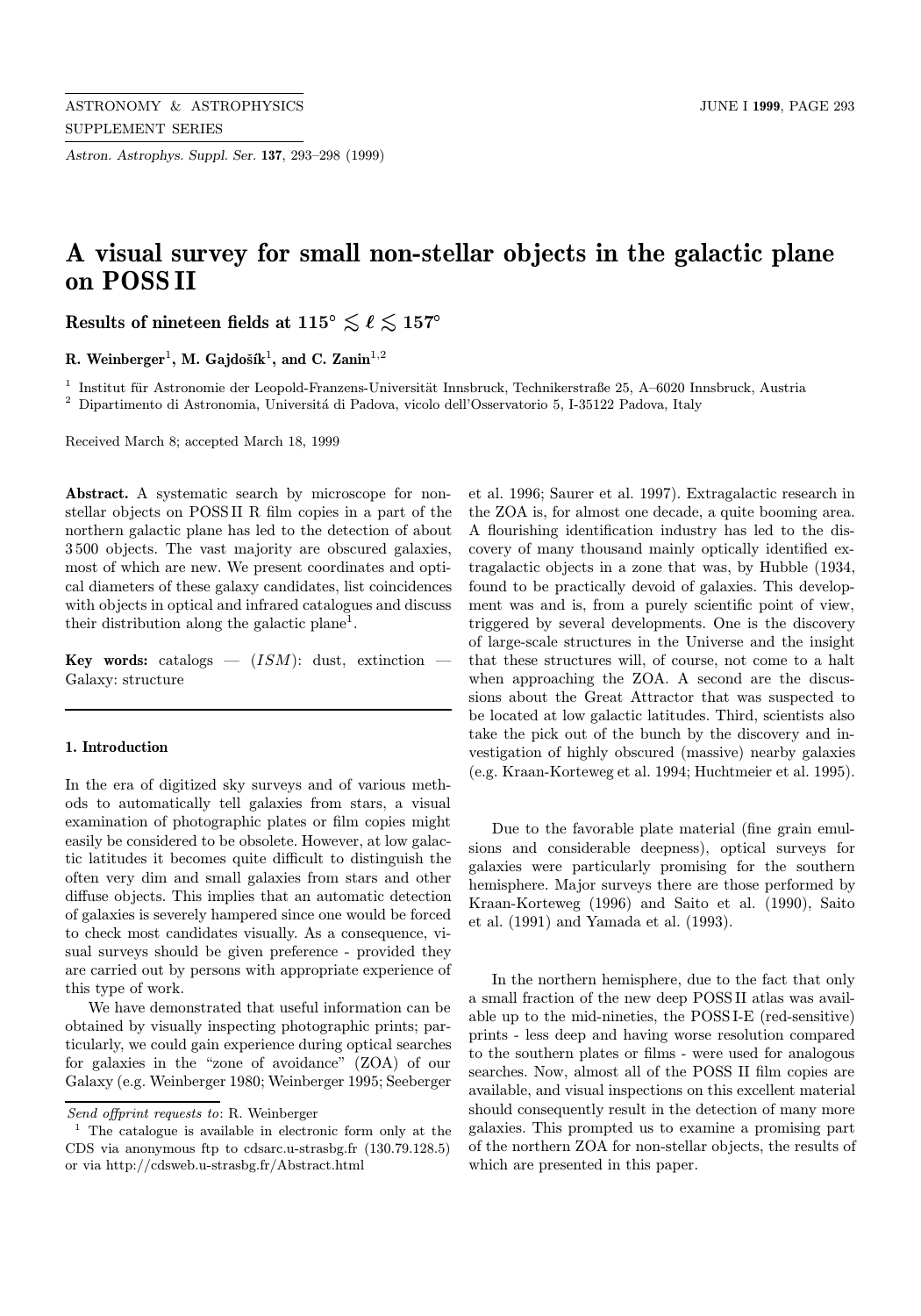# A visual survey for small non-stellar objects in the galactic plane on POSS II

## Results of nineteen fields at $115^\circ \lesssim \ell \lesssim 157^\circ$

**R. Weinberger[1], M. Gajdošík[1], and C. Zanin[1,2]**

[1] Institut für Astronomie der Leopold-Franzens-Universität Innsbruck, Technikerstraße 25, A–6020 Innsbruck, Austria
[2] Dipartimento di Astronomia, Universitá di Padova, vicolo dell'Osservatorio 5, I-35122 Padova, Italy

Received March 8; accepted March 18, 1999

**Abstract.** A systematic search by microscope for non-stellar objects on POSS II R film copies in a part of the northern galactic plane has led to the detection of about 3 500 objects. The vast majority are obscured galaxies, most of which are new. We present coordinates and optical diameters of these galaxy candidates, list coincidences with objects in optical and infrared catalogues and discuss their distribution along the galactic plane[1].

**Key words:** catalogs — (*ISM*): dust, extinction — Galaxy: structure

### 1. Introduction

In the era of digitized sky surveys and of various methods to automatically tell galaxies from stars, a visual examination of photographic plates or film copies might easily be considered to be obsolete. However, at low galactic latitudes it becomes quite difficult to distinguish the often very dim and small galaxies from stars and other diffuse objects. This implies that an automatic detection of galaxies is severely hampered since one would be forced to check most candidates visually. As a consequence, visual surveys should be given preference - provided they are carried out by persons with appropriate experience of this type of work.

We have demonstrated that useful information can be obtained by visually inspecting photographic prints; particularly, we could gain experience during optical searches for galaxies in the "zone of avoidance" (ZOA) of our Galaxy (e.g. Weinberger 1980; Weinberger 1995; Seeberger et al. 1996; Saurer et al. 1997). Extragalactic research in the ZOA is, for almost one decade, a quite booming area. A flourishing identification industry has led to the discovery of many thousand mainly optically identified extragalactic objects in a zone that was, by Hubble (1934, found to be practically devoid of galaxies. This development was and is, from a purely scientific point of view, triggered by several developments. One is the discovery of large-scale structures in the Universe and the insight that these structures will, of course, not come to a halt when approaching the ZOA. A second are the discussions about the Great Attractor that was suspected to be located at low galactic latitudes. Third, scientists also take the pick out of the bunch by the discovery and investigation of highly obscured (massive) nearby galaxies (e.g. Kraan-Korteweg et al. 1994; Huchtmeier et al. 1995).

Due to the favorable plate material (fine grain emulsions and considerable deepness), optical surveys for galaxies were particularly promising for the southern hemisphere. Major surveys there are those performed by Kraan-Korteweg (1996) and Saito et al. (1990), Saito et al. (1991) and Yamada et al. (1993).

In the northern hemisphere, due to the fact that only a small fraction of the new deep POSS II atlas was available up to the mid-nineties, the POSS I-E (red-sensitive) prints - less deep and having worse resolution compared to the southern plates or films - were used for analogous searches. Now, almost all of the POSS II film copies are available, and visual inspections on this excellent material should consequently result in the detection of many more galaxies. This prompted us to examine a promising part of the northern ZOA for non-stellar objects, the results of which are presented in this paper.

---

*Send offprint requests to*: R. Weinberger

[1] The catalogue is available in electronic form only at the CDS via anonymous ftp to cdsarc.u-strasbg.fr (130.79.128.5) or via http://cdsweb.u-strasbg.fr/Abstract.html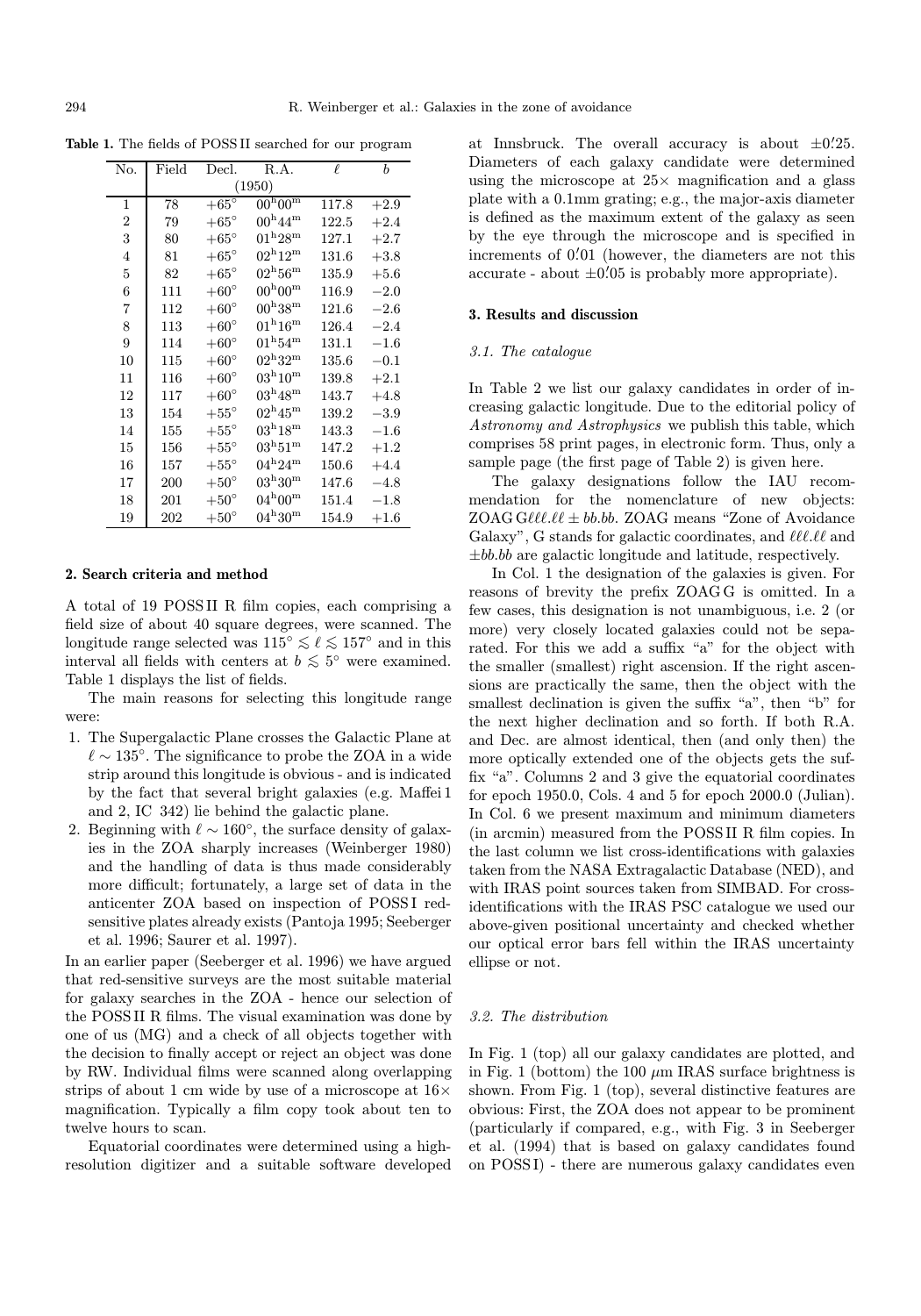**Table 1.** The fields of POSS II searched for our program

| No. | Field | Decl. | R.A. | $\ell$ | $b$ |
|---|---|---|---|---|---|
| | | (1950) | | | |
| 1 | 78 | $+65^\circ$ | $00^h00^m$ | 117.8 | $+2.9$ |
| 2 | 79 | $+65^\circ$ | $00^h44^m$ | 122.5 | $+2.4$ |
| 3 | 80 | $+65^\circ$ | $01^h28^m$ | 127.1 | $+2.7$ |
| 4 | 81 | $+65^\circ$ | $02^h12^m$ | 131.6 | $+3.8$ |
| 5 | 82 | $+65^\circ$ | $02^h56^m$ | 135.9 | $+5.6$ |
| 6 | 111 | $+60^\circ$ | $00^h00^m$ | 116.9 | $-2.0$ |
| 7 | 112 | $+60^\circ$ | $00^h38^m$ | 121.6 | $-2.6$ |
| 8 | 113 | $+60^\circ$ | $01^h16^m$ | 126.4 | $-2.4$ |
| 9 | 114 | $+60^\circ$ | $01^h54^m$ | 131.1 | $-1.6$ |
| 10 | 115 | $+60^\circ$ | $02^h32^m$ | 135.6 | $-0.1$ |
| 11 | 116 | $+60^\circ$ | $03^h10^m$ | 139.8 | $+2.1$ |
| 12 | 117 | $+60^\circ$ | $03^h48^m$ | 143.7 | $+4.8$ |
| 13 | 154 | $+55^\circ$ | $02^h45^m$ | 139.2 | $-3.9$ |
| 14 | 155 | $+55^\circ$ | $03^h18^m$ | 143.3 | $-1.6$ |
| 15 | 156 | $+55^\circ$ | $03^h51^m$ | 147.2 | $+1.2$ |
| 16 | 157 | $+55^\circ$ | $04^h24^m$ | 150.6 | $+4.4$ |
| 17 | 200 | $+50^\circ$ | $03^h30^m$ | 147.6 | $-4.8$ |
| 18 | 201 | $+50^\circ$ | $04^h00^m$ | 151.4 | $-1.8$ |
| 19 | 202 | $+50^\circ$ | $04^h30^m$ | 154.9 | $+1.6$ |

## 2. Search criteria and method

A total of 19 POSS II R film copies, each comprising a field size of about 40 square degrees, were scanned. The longitude range selected was $115^\circ \lesssim \ell \lesssim 157^\circ$ and in this interval all fields with centers at $b \lesssim 5^\circ$ were examined. Table 1 displays the list of fields.

The main reasons for selecting this longitude range were:

1. The Supergalactic Plane crosses the Galactic Plane at $\ell \sim 135^\circ$. The significance to probe the ZOA in a wide strip around this longitude is obvious - and is indicated by the fact that several bright galaxies (e.g. Maffei 1 and 2, IC 342) lie behind the galactic plane.
2. Beginning with $\ell \sim 160^\circ$, the surface density of galaxies in the ZOA sharply increases (Weinberger 1980) and the handling of data is thus made considerably more difficult; fortunately, a large set of data in the anticenter ZOA based on inspection of POSS I red-sensitive plates already exists (Pantoja 1995; Seeberger et al. 1996; Saurer et al. 1997).

In an earlier paper (Seeberger et al. 1996) we have argued that red-sensitive surveys are the most suitable material for galaxy searches in the ZOA - hence our selection of the POSS II R films. The visual examination was done by one of us (MG) and a check of all objects together with the decision to finally accept or reject an object was done by RW. Individual films were scanned along overlapping strips of about 1 cm wide by use of a microscope at $16\times$ magnification. Typically a film copy took about ten to twelve hours to scan.

Equatorial coordinates were determined using a high-resolution digitizer and a suitable software developed at Innsbruck. The overall accuracy is about $\pm0\rlap{.}'25$. Diameters of each galaxy candidate were determined using the microscope at $25\times$ magnification and a glass plate with a 0.1mm grating; e.g., the major-axis diameter is defined as the maximum extent of the galaxy as seen by the eye through the microscope and is specified in increments of $0\rlap{.}'01$ (however, the diameters are not this accurate - about $\pm0\rlap{.}'05$ is probably more appropriate).

## 3. Results and discussion

### *3.1. The catalogue*

In Table 2 we list our galaxy candidates in order of increasing galactic longitude. Due to the editorial policy of *Astronomy and Astrophysics* we publish this table, which comprises 58 print pages, in electronic form. Thus, only a sample page (the first page of Table 2) is given here.

The galaxy designations follow the IAU recommendation for the nomenclature of new objects: ZOAG G$\ell\ell\ell.\ell\ell \pm bb.bb$. ZOAG means "Zone of Avoidance Galaxy", G stands for galactic coordinates, and $\ell\ell\ell.\ell\ell$ and $\pm bb.bb$ are galactic longitude and latitude, respectively.

In Col. 1 the designation of the galaxies is given. For reasons of brevity the prefix ZOAG G is omitted. In a few cases, this designation is not unambiguous, i.e. 2 (or more) very closely located galaxies could not be separated. For this we add a suffix "a" for the object with the smaller (smallest) right ascension. If the right ascensions are practically the same, then the object with the smallest declination is given the suffix "a", then "b" for the next higher declination and so forth. If both R.A. and Dec. are almost identical, then (and only then) the more optically extended one of the objects gets the suffix "a". Columns 2 and 3 give the equatorial coordinates for epoch 1950.0, Cols. 4 and 5 for epoch 2000.0 (Julian). In Col. 6 we present maximum and minimum diameters (in arcmin) measured from the POSS II R film copies. In the last column we list cross-identifications with galaxies taken from the NASA Extragalactic Database (NED), and with IRAS point sources taken from SIMBAD. For cross-identifications with the IRAS PSC catalogue we used our above-given positional uncertainty and checked whether our optical error bars fell within the IRAS uncertainty ellipse or not.

### *3.2. The distribution*

In Fig. 1 (top) all our galaxy candidates are plotted, and in Fig. 1 (bottom) the 100 $\mu$m IRAS surface brightness is shown. From Fig. 1 (top), several distinctive features are obvious: First, the ZOA does not appear to be prominent (particularly if compared, e.g., with Fig. 3 in Seeberger et al. (1994) that is based on galaxy candidates found on POSS I) - there are numerous galaxy candidates even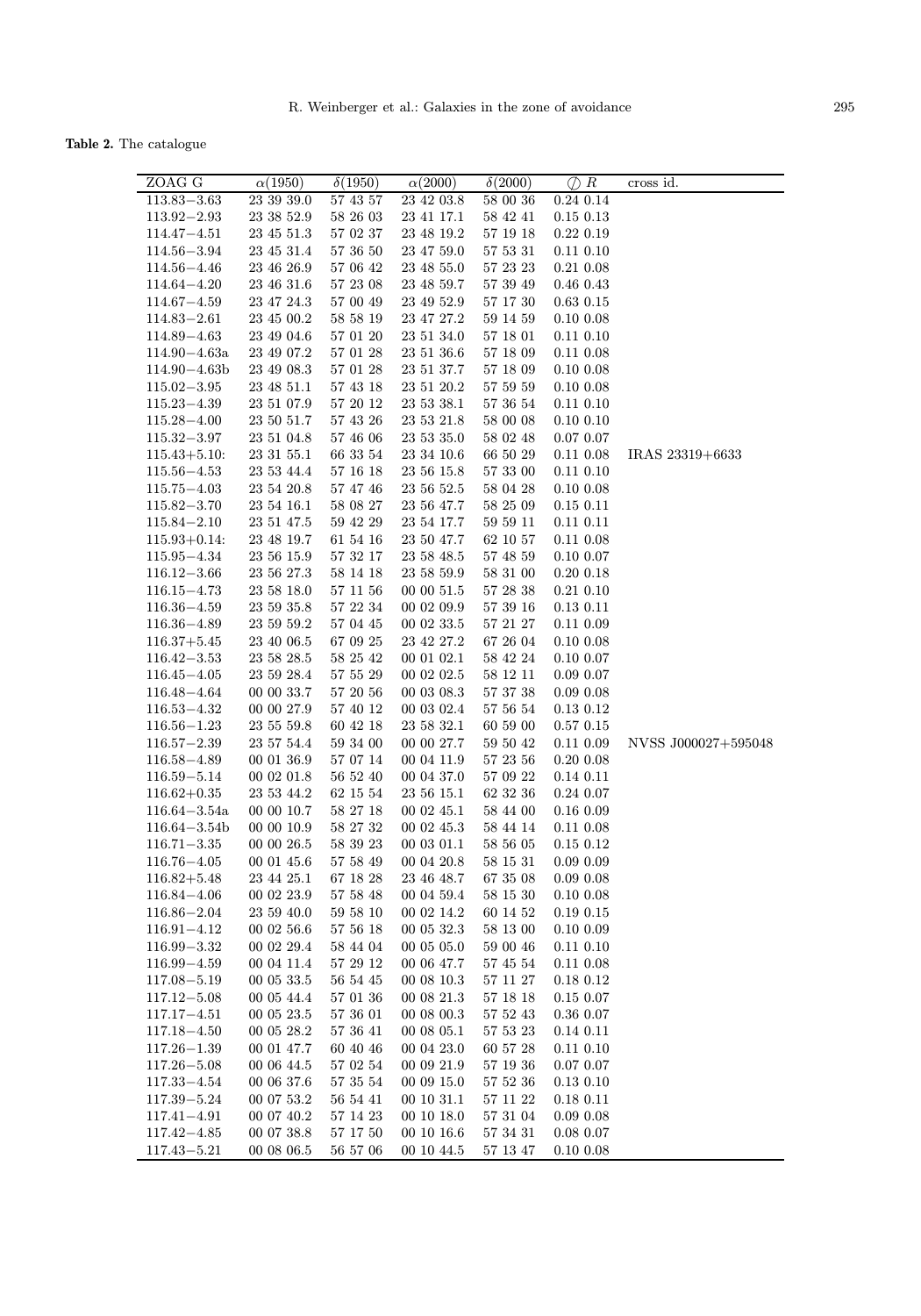**Table 2.** The catalogue

| ZOAG G | $\alpha(1950)$ | $\delta(1950)$ | $\alpha(2000)$ | $\delta(2000)$ | ⏀ $R$ | cross id. |
|---|---|---|---|---|---|---|
| 113.83−3.63 | 23 39 39.0 | 57 43 57 | 23 42 03.8 | 58 00 36 | 0.24 0.14 | |
| 113.92−2.93 | 23 38 52.9 | 58 26 03 | 23 41 17.1 | 58 42 41 | 0.15 0.13 | |
| 114.47−4.51 | 23 45 51.3 | 57 02 37 | 23 48 19.2 | 57 19 18 | 0.22 0.19 | |
| 114.56−3.94 | 23 45 31.4 | 57 36 50 | 23 47 59.0 | 57 53 31 | 0.11 0.10 | |
| 114.56−4.46 | 23 46 26.9 | 57 06 42 | 23 48 55.0 | 57 23 23 | 0.21 0.08 | |
| 114.64−4.20 | 23 46 31.6 | 57 23 08 | 23 48 59.7 | 57 39 49 | 0.46 0.43 | |
| 114.67−4.59 | 23 47 24.3 | 57 00 49 | 23 49 52.9 | 57 17 30 | 0.63 0.15 | |
| 114.83−2.61 | 23 45 00.2 | 58 58 19 | 23 47 27.2 | 59 14 59 | 0.10 0.08 | |
| 114.89−4.63 | 23 49 04.6 | 57 01 20 | 23 51 34.0 | 57 18 01 | 0.11 0.10 | |
| 114.90−4.63a | 23 49 07.2 | 57 01 28 | 23 51 36.6 | 57 18 09 | 0.11 0.08 | |
| 114.90−4.63b | 23 49 08.3 | 57 01 28 | 23 51 37.7 | 57 18 09 | 0.10 0.08 | |
| 115.02−3.95 | 23 48 51.1 | 57 43 18 | 23 51 20.2 | 57 59 59 | 0.10 0.08 | |
| 115.23−4.39 | 23 51 07.9 | 57 20 12 | 23 53 38.1 | 57 36 54 | 0.11 0.10 | |
| 115.28−4.00 | 23 50 51.7 | 57 43 26 | 23 53 21.8 | 58 00 08 | 0.10 0.10 | |
| 115.32−3.97 | 23 51 04.8 | 57 46 06 | 23 53 35.0 | 58 02 48 | 0.07 0.07 | |
| 115.43+5.10: | 23 31 55.1 | 66 33 54 | 23 34 10.6 | 66 50 29 | 0.11 0.08 | IRAS 23319+6633 |
| 115.56−4.53 | 23 53 44.4 | 57 16 18 | 23 56 15.8 | 57 33 00 | 0.11 0.10 | |
| 115.75−4.03 | 23 54 20.8 | 57 47 46 | 23 56 52.5 | 58 04 28 | 0.10 0.08 | |
| 115.82−3.70 | 23 54 16.1 | 58 08 27 | 23 56 47.7 | 58 25 09 | 0.15 0.11 | |
| 115.84−2.10 | 23 51 47.5 | 59 42 29 | 23 54 17.7 | 59 59 11 | 0.11 0.11 | |
| 115.93+0.14: | 23 48 19.7 | 61 54 16 | 23 50 47.7 | 62 10 57 | 0.11 0.08 | |
| 115.95−4.34 | 23 56 15.9 | 57 32 17 | 23 58 48.5 | 57 48 59 | 0.10 0.07 | |
| 116.12−3.66 | 23 56 27.3 | 58 14 18 | 23 58 59.9 | 58 31 00 | 0.20 0.18 | |
| 116.15−4.73 | 23 58 18.0 | 57 11 56 | 00 00 51.5 | 57 28 38 | 0.21 0.10 | |
| 116.36−4.59 | 23 59 35.8 | 57 22 34 | 00 02 09.9 | 57 39 16 | 0.13 0.11 | |
| 116.36−4.89 | 23 59 59.2 | 57 04 45 | 00 02 33.5 | 57 21 27 | 0.11 0.09 | |
| 116.37+5.45 | 23 40 06.5 | 67 09 25 | 23 42 27.2 | 67 26 04 | 0.10 0.08 | |
| 116.42−3.53 | 23 58 28.5 | 58 25 42 | 00 01 02.1 | 58 42 24 | 0.10 0.07 | |
| 116.45−4.05 | 23 59 28.4 | 57 55 29 | 00 02 02.5 | 58 12 11 | 0.09 0.07 | |
| 116.48−4.64 | 00 00 33.7 | 57 20 56 | 00 03 08.3 | 57 37 38 | 0.09 0.08 | |
| 116.53−4.32 | 00 00 27.9 | 57 40 12 | 00 03 02.4 | 57 56 54 | 0.13 0.12 | |
| 116.56−1.23 | 23 55 59.8 | 60 42 18 | 23 58 32.1 | 60 59 00 | 0.57 0.15 | |
| 116.57−2.39 | 23 57 54.4 | 59 34 00 | 00 00 27.7 | 59 50 42 | 0.11 0.09 | NVSS J000027+595048 |
| 116.58−4.89 | 00 01 36.9 | 57 07 14 | 00 04 11.9 | 57 23 56 | 0.20 0.08 | |
| 116.59−5.14 | 00 02 01.8 | 56 52 40 | 00 04 37.0 | 57 09 22 | 0.14 0.11 | |
| 116.62+0.35 | 23 53 44.2 | 62 15 54 | 23 56 15.1 | 62 32 36 | 0.24 0.07 | |
| 116.64−3.54a | 00 00 10.7 | 58 27 18 | 00 02 45.1 | 58 44 00 | 0.16 0.09 | |
| 116.64−3.54b | 00 00 10.9 | 58 27 32 | 00 02 45.3 | 58 44 14 | 0.11 0.08 | |
| 116.71−3.35 | 00 00 26.5 | 58 39 23 | 00 03 01.1 | 58 56 05 | 0.15 0.12 | |
| 116.76−4.05 | 00 01 45.6 | 57 58 49 | 00 04 20.8 | 58 15 31 | 0.09 0.09 | |
| 116.82+5.48 | 23 44 25.1 | 67 18 28 | 23 46 48.7 | 67 35 08 | 0.09 0.08 | |
| 116.84−4.06 | 00 02 23.9 | 57 58 48 | 00 04 59.4 | 58 15 30 | 0.10 0.08 | |
| 116.86−2.04 | 23 59 40.0 | 59 58 10 | 00 02 14.2 | 60 14 52 | 0.19 0.15 | |
| 116.91−4.12 | 00 02 56.6 | 57 56 18 | 00 05 32.3 | 58 13 00 | 0.10 0.09 | |
| 116.99−3.32 | 00 02 29.4 | 58 44 04 | 00 05 05.0 | 59 00 46 | 0.11 0.10 | |
| 116.99−4.59 | 00 04 11.4 | 57 29 12 | 00 06 47.7 | 57 45 54 | 0.11 0.08 | |
| 117.08−5.19 | 00 05 33.5 | 56 54 45 | 00 08 10.3 | 57 11 27 | 0.18 0.12 | |
| 117.12−5.08 | 00 05 44.4 | 57 01 36 | 00 08 21.3 | 57 18 18 | 0.15 0.07 | |
| 117.17−4.51 | 00 05 23.5 | 57 36 01 | 00 08 00.3 | 57 52 43 | 0.36 0.07 | |
| 117.18−4.50 | 00 05 28.2 | 57 36 41 | 00 08 05.1 | 57 53 23 | 0.14 0.11 | |
| 117.26−1.39 | 00 01 47.7 | 60 40 46 | 00 04 23.0 | 60 57 28 | 0.11 0.10 | |
| 117.26−5.08 | 00 06 44.5 | 57 02 54 | 00 09 21.9 | 57 19 36 | 0.07 0.07 | |
| 117.33−4.54 | 00 06 37.6 | 57 35 54 | 00 09 15.0 | 57 52 36 | 0.13 0.10 | |
| 117.39−5.24 | 00 07 53.2 | 56 54 41 | 00 10 31.1 | 57 11 22 | 0.18 0.11 | |
| 117.41−4.91 | 00 07 40.2 | 57 14 23 | 00 10 18.0 | 57 31 04 | 0.09 0.08 | |
| 117.42−4.85 | 00 07 38.8 | 57 17 50 | 00 10 16.6 | 57 34 31 | 0.08 0.07 | |
| 117.43−5.21 | 00 08 06.5 | 56 57 06 | 00 10 44.5 | 57 13 47 | 0.10 0.08 | |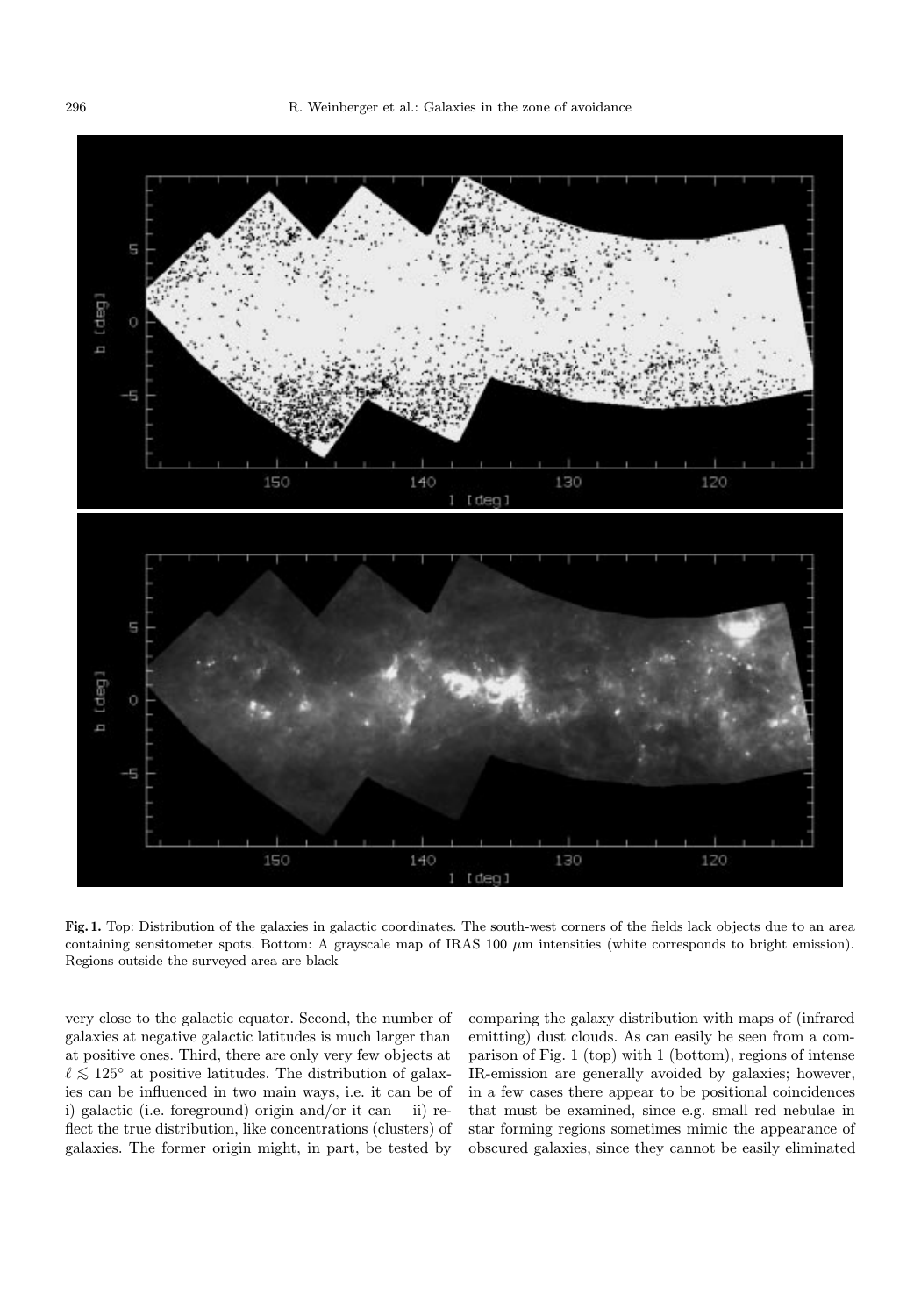**Fig. 1.** Top: Distribution of the galaxies in galactic coordinates. The south-west corners of the fields lack objects due to an area containing sensitometer spots. Bottom: A grayscale map of IRAS 100 $\mu$m intensities (white corresponds to bright emission). Regions outside the surveyed area are black

very close to the galactic equator. Second, the number of galaxies at negative galactic latitudes is much larger than at positive ones. Third, there are only very few objects at $\ell \lesssim 125^\circ$ at positive latitudes. The distribution of galaxies can be influenced in two main ways, i.e. it can be of i) galactic (i.e. foreground) origin and/or it can ii) reflect the true distribution, like concentrations (clusters) of galaxies. The former origin might, in part, be tested by comparing the galaxy distribution with maps of (infrared emitting) dust clouds. As can easily be seen from a comparison of Fig. 1 (top) with 1 (bottom), regions of intense IR-emission are generally avoided by galaxies; however, in a few cases there appear to be positional coincidences that must be examined, since e.g. small red nebulae in star forming regions sometimes mimic the appearance of obscured galaxies, since they cannot be easily eliminated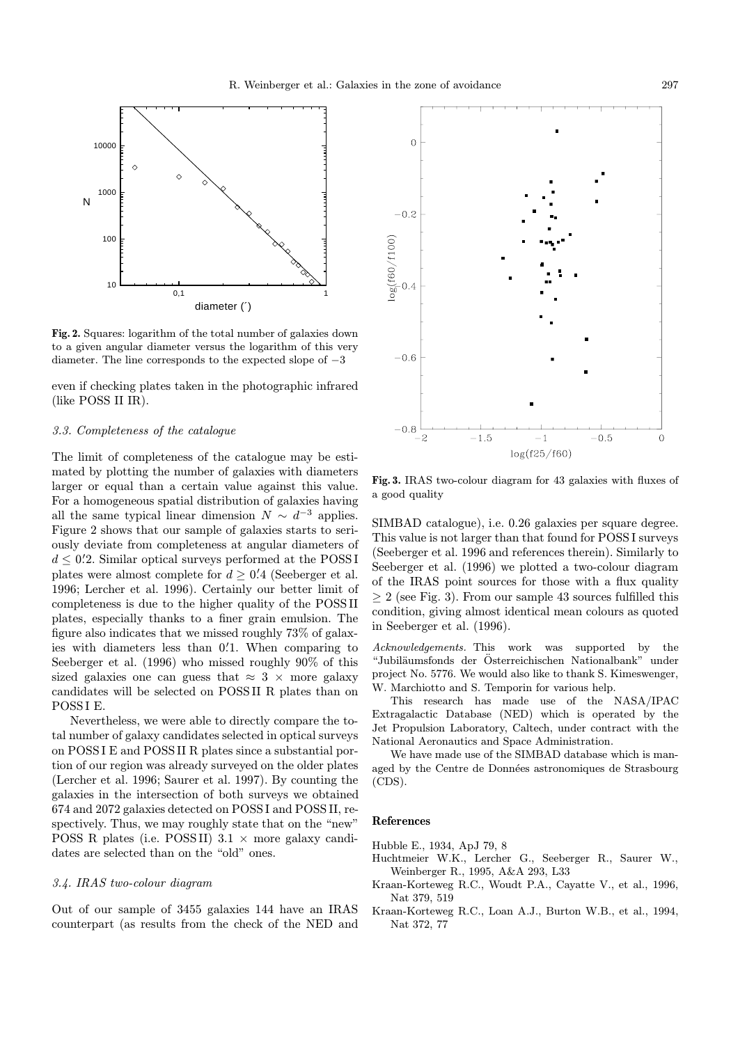**Fig. 2.** Squares: logarithm of the total number of galaxies down to a given angular diameter versus the logarithm of this very diameter. The line corresponds to the expected slope of $-3$

**Fig. 3.** IRAS two-colour diagram for 43 galaxies with fluxes of a good quality

even if checking plates taken in the photographic infrared (like POSS II IR).

### 3.3. Completeness of the catalogue

The limit of completeness of the catalogue may be estimated by plotting the number of galaxies with diameters larger or equal than a certain value against this value. For a homogeneous spatial distribution of galaxies having all the same typical linear dimension $N \sim d^{-3}$ applies. Figure 2 shows that our sample of galaxies starts to seriously deviate from completeness at angular diameters of $d \leq 0\farcm2$. Similar optical surveys performed at the POSS I plates were almost complete for $d \geq 0\farcm4$ (Seeberger et al. 1996; Lercher et al. 1996). Certainly our better limit of completeness is due to the higher quality of the POSS II plates, especially thanks to a finer grain emulsion. The figure also indicates that we missed roughly 73% of galaxies with diameters less than $0\farcm1$. When comparing to Seeberger et al. (1996) who missed roughly 90% of this sized galaxies one can guess that $\approx 3 \times$ more galaxy candidates will be selected on POSS II R plates than on POSS I E.

Nevertheless, we were able to directly compare the total number of galaxy candidates selected in optical surveys on POSS I E and POSS II R plates since a substantial portion of our region was already surveyed on the older plates (Lercher et al. 1996; Saurer et al. 1997). By counting the galaxies in the intersection of both surveys we obtained 674 and 2072 galaxies detected on POSS I and POSS II, respectively. Thus, we may roughly state that on the "new" POSS R plates (i.e. POSS II) $3.1 \times$ more galaxy candidates are selected than on the "old" ones.

### 3.4. IRAS two-colour diagram

Out of our sample of 3455 galaxies 144 have an IRAS counterpart (as results from the check of the NED and SIMBAD catalogue), i.e. 0.26 galaxies per square degree. This value is not larger than that found for POSS I surveys (Seeberger et al. 1996 and references therein). Similarly to Seeberger et al. (1996) we plotted a two-colour diagram of the IRAS point sources for those with a flux quality $\geq 2$ (see Fig. 3). From our sample 43 sources fulfilled this condition, giving almost identical mean colours as quoted in Seeberger et al. (1996).

*Acknowledgements.* This work was supported by the "Jubiläumsfonds der Österreichischen Nationalbank" under project No. 5776. We would also like to thank S. Kimeswenger, W. Marchiotto and S. Temporin for various help.

This research has made use of the NASA/IPAC Extragalactic Database (NED) which is operated by the Jet Propulsion Laboratory, Caltech, under contract with the National Aeronautics and Space Administration.

We have made use of the SIMBAD database which is managed by the Centre de Données astronomiques de Strasbourg (CDS).

## References

- Hubble E., 1934, ApJ 79, 8
- Huchtmeier W.K., Lercher G., Seeberger R., Saurer W., Weinberger R., 1995, A&A 293, L33
- Kraan-Korteweg R.C., Woudt P.A., Cayatte V., et al., 1996, Nat 379, 519
- Kraan-Korteweg R.C., Loan A.J., Burton W.B., et al., 1994, Nat 372, 77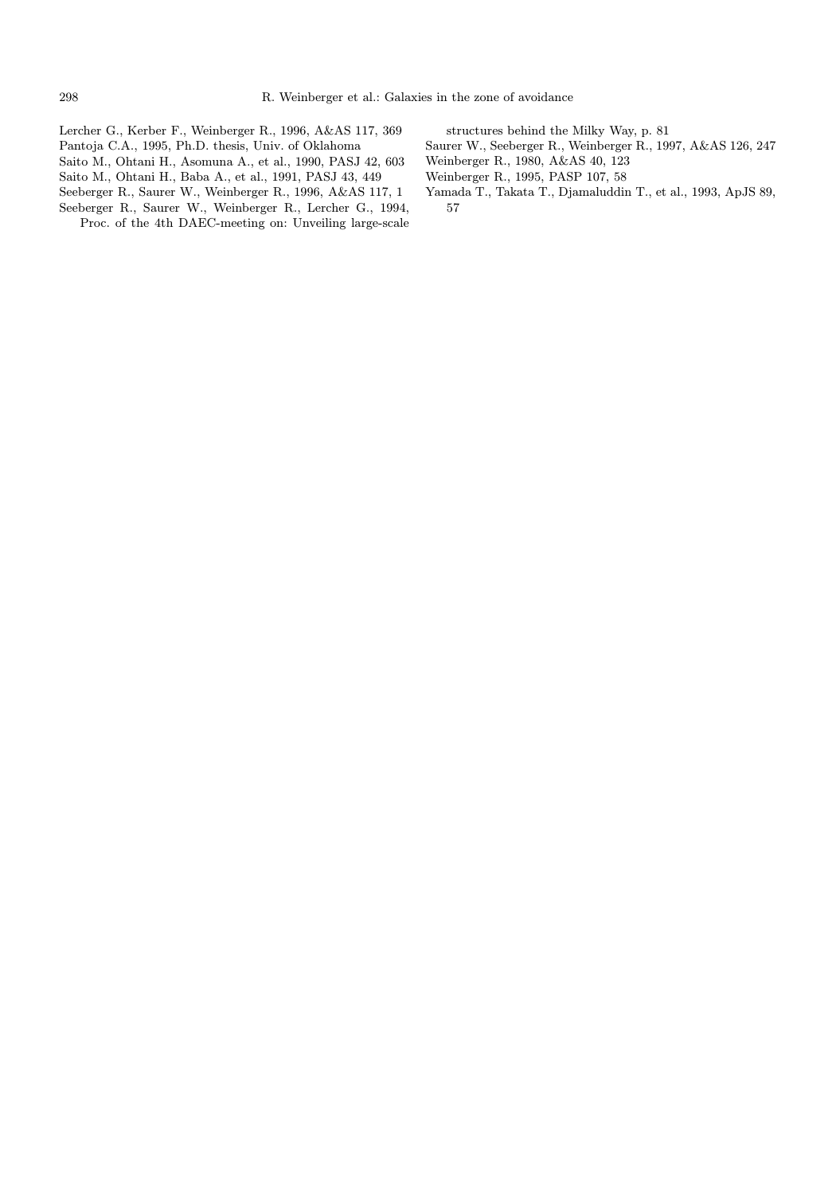Lercher G., Kerber F., Weinberger R., 1996, A&AS 117, 369

Pantoja C.A., 1995, Ph.D. thesis, Univ. of Oklahoma

Saito M., Ohtani H., Asomuna A., et al., 1990, PASJ 42, 603

Saito M., Ohtani H., Baba A., et al., 1991, PASJ 43, 449

Seeberger R., Saurer W., Weinberger R., 1996, A&AS 117, 1

Seeberger R., Saurer W., Weinberger R., Lercher G., 1994, Proc. of the 4th DAEC-meeting on: Unveiling large-scale structures behind the Milky Way, p. 81

Saurer W., Seeberger R., Weinberger R., 1997, A&AS 126, 247

Weinberger R., 1980, A&AS 40, 123

Weinberger R., 1995, PASP 107, 58

Yamada T., Takata T., Djamaluddin T., et al., 1993, ApJS 89, 57